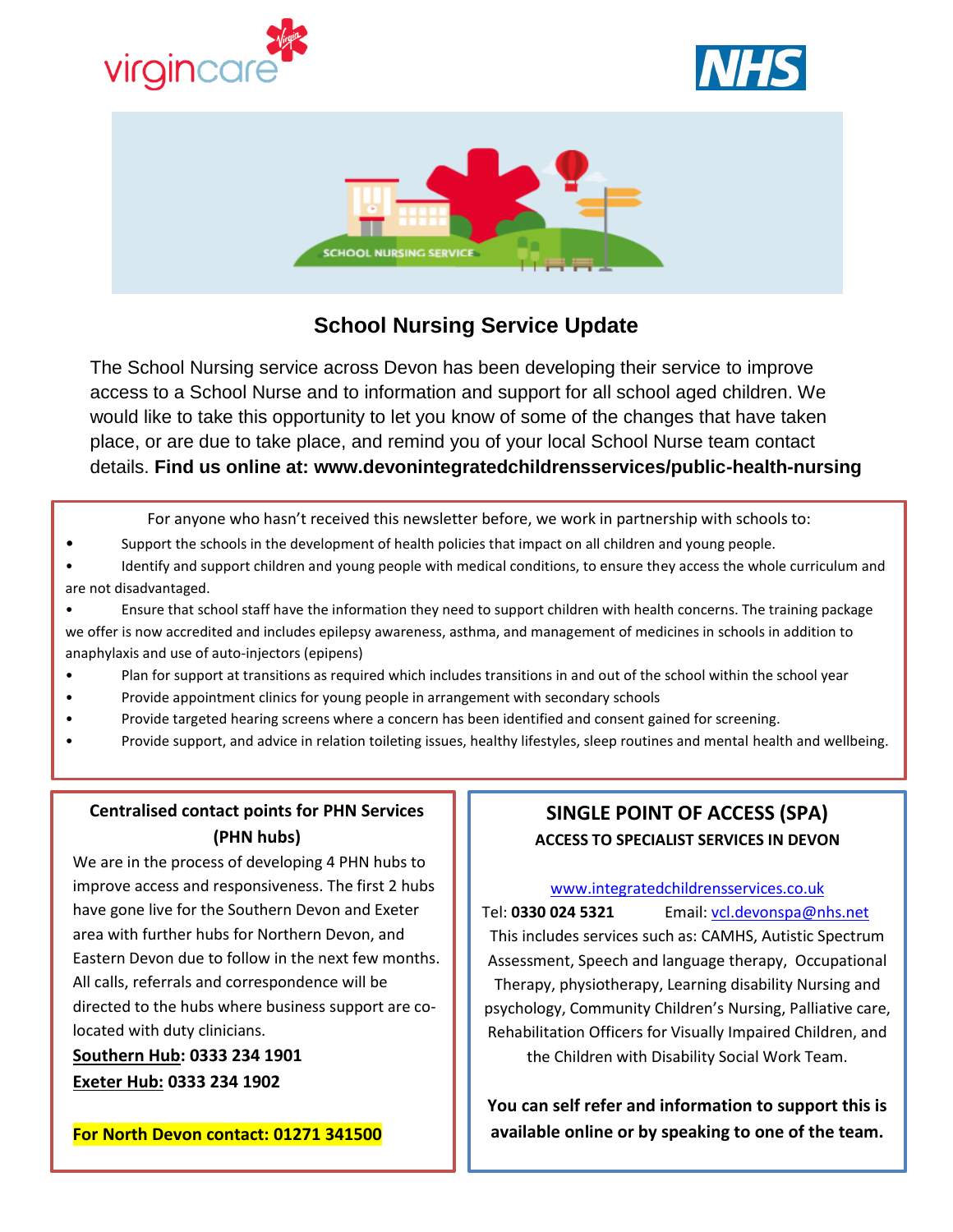# School Nursing Service Update

The School Nursing service across Devon has been developing their service to improve access to a School Nurse and to information and support for all school aged children. We would like to take this opportunity to let you know of some of the changes that have taken place, or are due to take place, and remind you of your local School Nurse team contact details. **Find us online at: www.devonintegratedchildrensservices/public-health-nursing**

For anyone who hasn't received this newsletter before, we work in partnership with schools to:

- Support the schools in the development of health policies that impact on all children and young people.
- Identify and support children and young people with medical conditions, to ensure they access the whole curriculum and are not disadvantaged.
- Ensure that school staff have the information they need to support children with health concerns. The training package we offer is now accredited and includes epilepsy awareness, asthma, and management of medicines in schools in addition to anaphylaxis and use of auto-injectors (epipens)
- Plan for support at transitions as required which includes transitions in and out of the school within the school year
- Provide appointment clinics for young people in arrangement with secondary schools
- Provide targeted hearing screens where a concern has been identified and consent gained for screening.
- Provide support, and advice in relation toileting issues, healthy lifestyles, sleep routines and mental health and wellbeing.

## Centralised contact points for PHN Services (PHN hubs)

We are in the process of developing 4 PHN hubs to improve access and responsiveness. The first 2 hubs have gone live for the Southern Devon and Exeter area with further hubs for Northern Devon, and Eastern Devon due to follow in the next few months. All calls, referrals and correspondence will be directed to the hubs where business support are co-located with duty clinicians.

**Southern Hub: 0333 234 1901**

**Exeter Hub: 0333 234 1902**

**For North Devon contact: 01271 341500**

## SINGLE POINT OF ACCESS (SPA)

**ACCESS TO SPECIALIST SERVICES IN DEVON**

www.integratedchildrensservices.co.uk

Tel: **0330 024 5321** Email: vcl.devonspa@nhs.net

This includes services such as: CAMHS, Autistic Spectrum Assessment, Speech and language therapy, Occupational Therapy, physiotherapy, Learning disability Nursing and psychology, Community Children's Nursing, Palliative care, Rehabilitation Officers for Visually Impaired Children, and the Children with Disability Social Work Team.

**You can self refer and information to support this is available online or by speaking to one of the team.**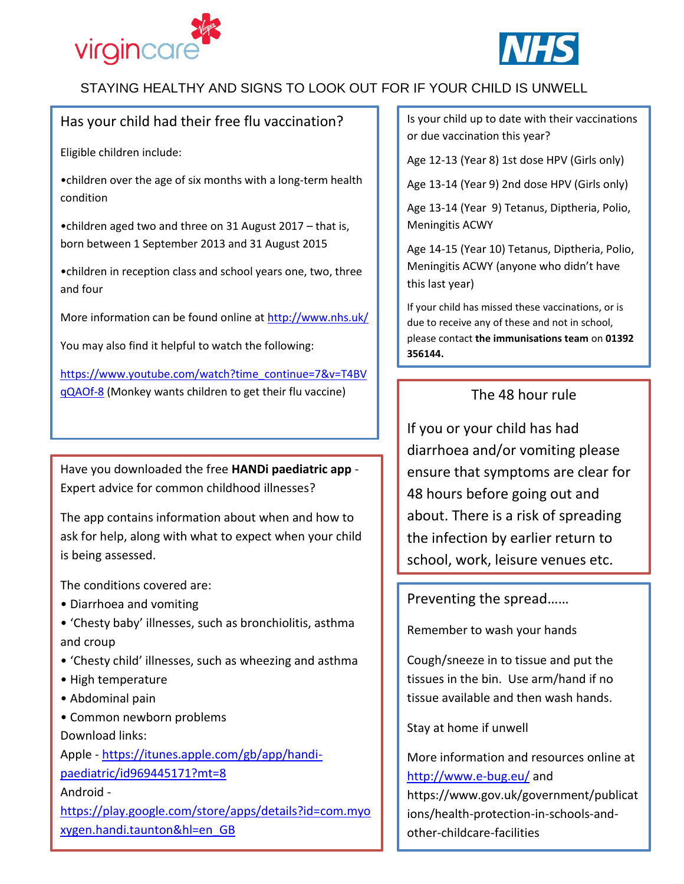# STAYING HEALTHY AND SIGNS TO LOOK OUT FOR IF YOUR CHILD IS UNWELL

## Has your child had their free flu vaccination?

Eligible children include:

- children over the age of six months with a long-term health condition
- children aged two and three on 31 August 2017 – that is, born between 1 September 2013 and 31 August 2015
- children in reception class and school years one, two, three and four

More information can be found online at http://www.nhs.uk/

You may also find it helpful to watch the following:

https://www.youtube.com/watch?time_continue=7&v=T4BVqQAOf-8 (Monkey wants children to get their flu vaccine)

Have you downloaded the free **HANDi paediatric app** - Expert advice for common childhood illnesses?

The app contains information about when and how to ask for help, along with what to expect when your child is being assessed.

The conditions covered are:

- Diarrhoea and vomiting
- 'Chesty baby' illnesses, such as bronchiolitis, asthma and croup
- 'Chesty child' illnesses, such as wheezing and asthma
- High temperature
- Abdominal pain
- Common newborn problems

Download links:

Apple - https://itunes.apple.com/gb/app/handi-paediatric/id969445171?mt=8

Android - https://play.google.com/store/apps/details?id=com.myoxygen.handi.taunton&hl=en_GB

Is your child up to date with their vaccinations or due vaccination this year?

Age 12-13 (Year 8) 1st dose HPV (Girls only)

Age 13-14 (Year 9) 2nd dose HPV (Girls only)

Age 13-14 (Year 9) Tetanus, Diptheria, Polio, Meningitis ACWY

Age 14-15 (Year 10) Tetanus, Diptheria, Polio, Meningitis ACWY (anyone who didn't have this last year)

If your child has missed these vaccinations, or is due to receive any of these and not in school, please contact **the immunisations team** on **01392 356144.**

## The 48 hour rule

If you or your child has had diarrhoea and/or vomiting please ensure that symptoms are clear for 48 hours before going out and about. There is a risk of spreading the infection by earlier return to school, work, leisure venues etc.

## Preventing the spread……

Remember to wash your hands

Cough/sneeze in to tissue and put the tissues in the bin. Use arm/hand if no tissue available and then wash hands.

Stay at home if unwell

More information and resources online at http://www.e-bug.eu/ and https://www.gov.uk/government/publications/health-protection-in-schools-and-other-childcare-facilities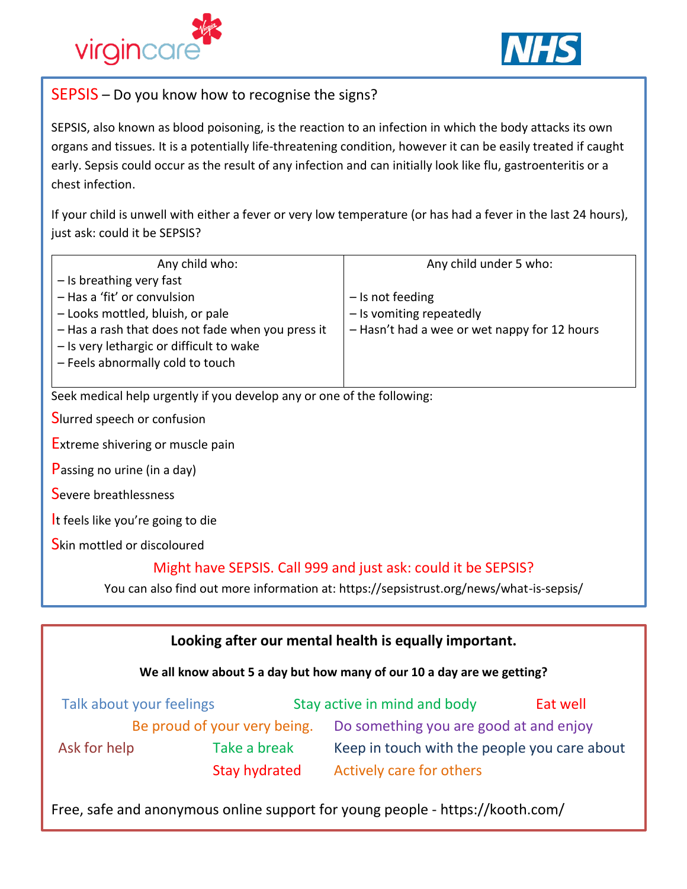## SEPSIS – Do you know how to recognise the signs?

SEPSIS, also known as blood poisoning, is the reaction to an infection in which the body attacks its own organs and tissues. It is a potentially life-threatening condition, however it can be easily treated if caught early. Sepsis could occur as the result of any infection and can initially look like flu, gastroenteritis or a chest infection.

If your child is unwell with either a fever or very low temperature (or has had a fever in the last 24 hours), just ask: could it be SEPSIS?

| Any child who: | Any child under 5 who: |
|---|---|
| – Is breathing very fast<br>– Has a 'fit' or convulsion<br>– Looks mottled, bluish, or pale<br>– Has a rash that does not fade when you press it<br>– Is very lethargic or difficult to wake<br>– Feels abnormally cold to touch | – Is not feeding<br>– Is vomiting repeatedly<br>– Hasn't had a wee or wet nappy for 12 hours |

Seek medical help urgently if you develop any or one of the following:

**S**lurred speech or confusion

**E**xtreme shivering or muscle pain

**P**assing no urine (in a day)

**S**evere breathlessness

**I**t feels like you're going to die

**S**kin mottled or discoloured

Might have SEPSIS. Call 999 and just ask: could it be SEPSIS?

You can also find out more information at: https://sepsistrust.org/news/what-is-sepsis/

## Looking after our mental health is equally important.

**We all know about 5 a day but how many of our 10 a day are we getting?**

- Talk about your feelings
- Stay active in mind and body
- Eat well
- Be proud of your very being.
- Do something you are good at and enjoy
- Ask for help
- Take a break
- Keep in touch with the people you care about
- Stay hydrated
- Actively care for others

Free, safe and anonymous online support for young people - https://kooth.com/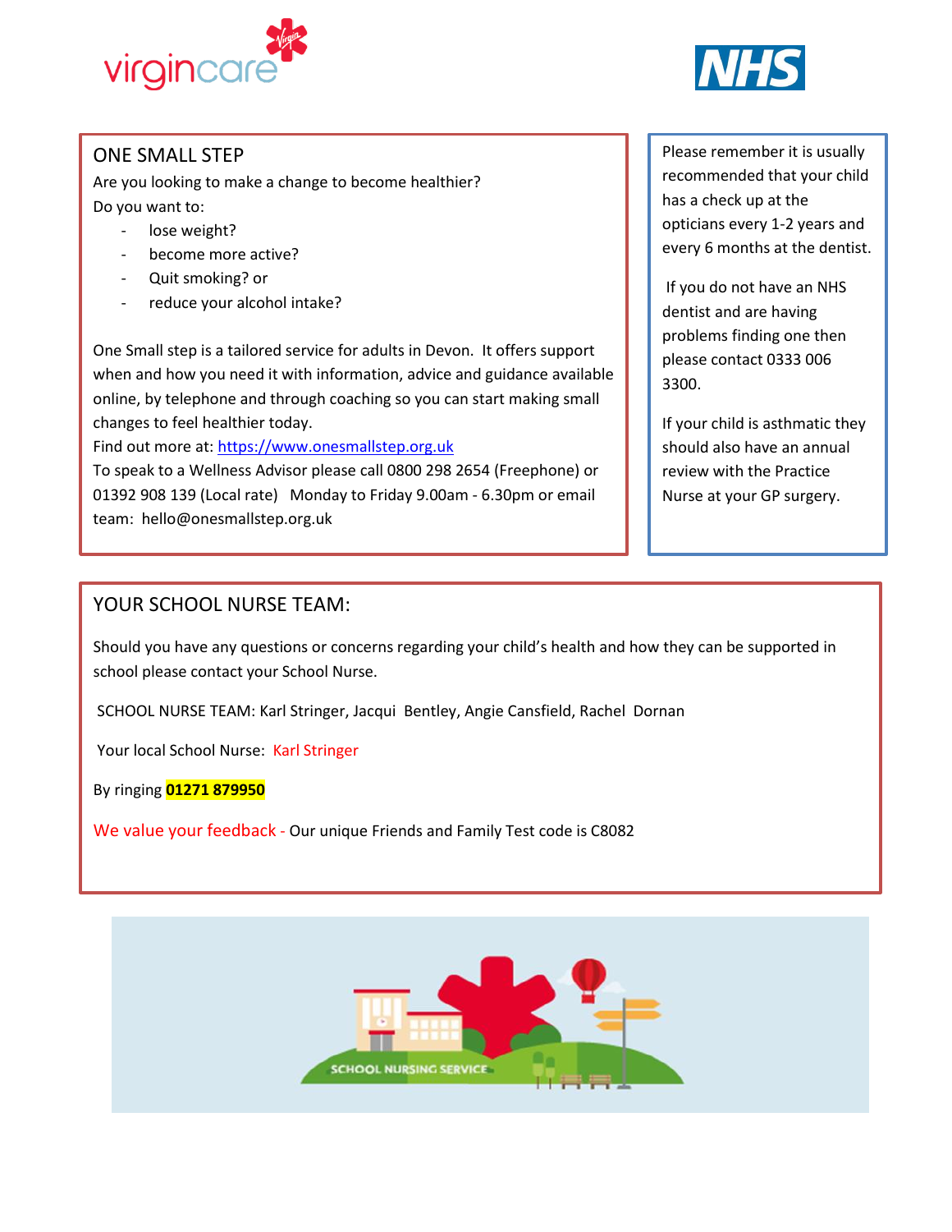## ONE SMALL STEP

Are you looking to make a change to become healthier?

Do you want to:

- lose weight?
- become more active?
- Quit smoking? or
- reduce your alcohol intake?

One Small step is a tailored service for adults in Devon. It offers support when and how you need it with information, advice and guidance available online, by telephone and through coaching so you can start making small changes to feel healthier today.

Find out more at: https://www.onesmallstep.org.uk

To speak to a Wellness Advisor please call 0800 298 2654 (Freephone) or 01392 908 139 (Local rate) Monday to Friday 9.00am - 6.30pm or email team: hello@onesmallstep.org.uk

Please remember it is usually recommended that your child has a check up at the opticians every 1-2 years and every 6 months at the dentist.

If you do not have an NHS dentist and are having problems finding one then please contact 0333 006 3300.

If your child is asthmatic they should also have an annual review with the Practice Nurse at your GP surgery.

## YOUR SCHOOL NURSE TEAM:

Should you have any questions or concerns regarding your child's health and how they can be supported in school please contact your School Nurse.

SCHOOL NURSE TEAM: Karl Stringer, Jacqui Bentley, Angie Cansfield, Rachel Dornan

Your local School Nurse: Karl Stringer

By ringing **01271 879950**

We value your feedback - Our unique Friends and Family Test code is C8082